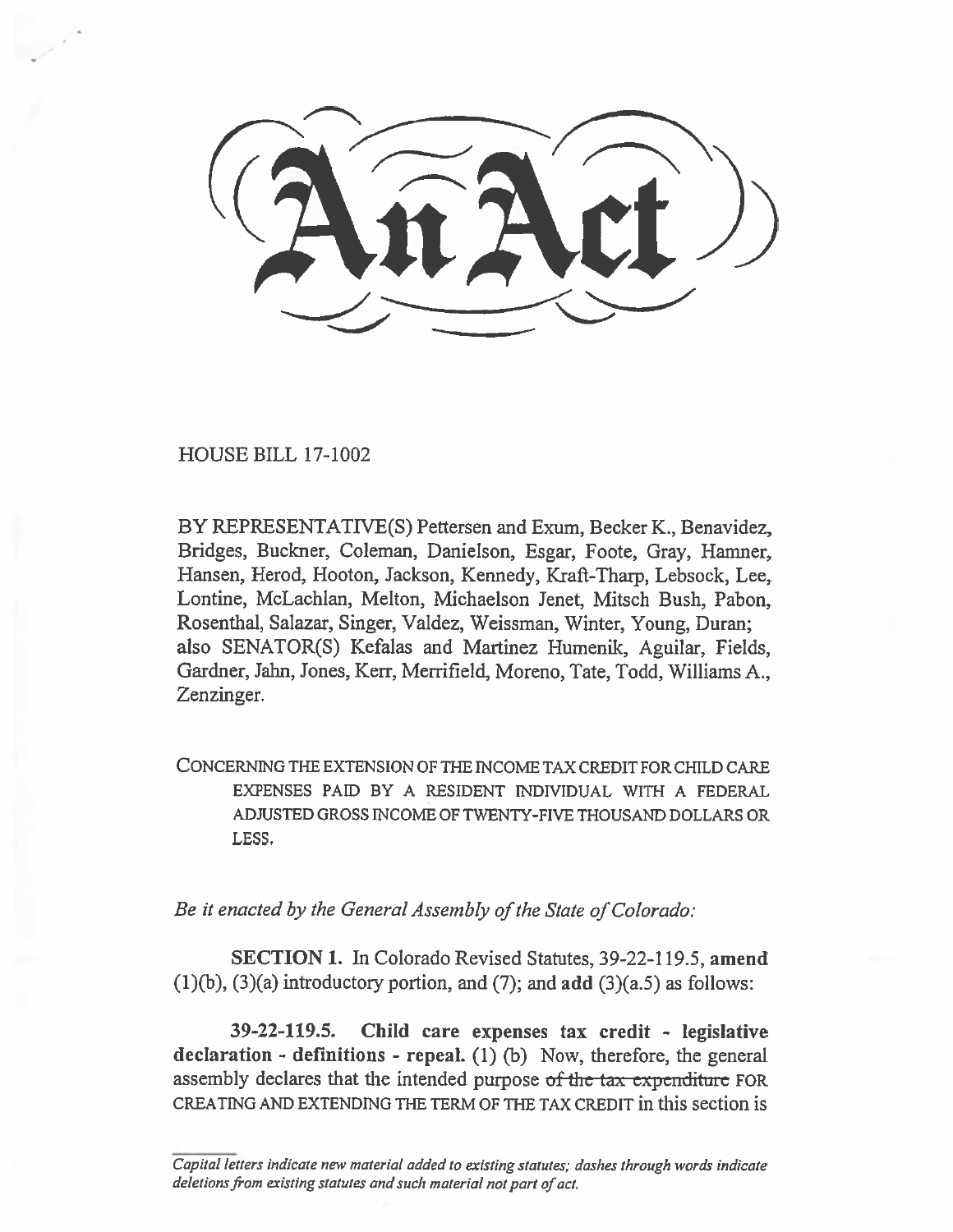# An Act

HOUSE BILL 17-1002

BY REPRESENTATIVE(S) Pettersen and Exum, Becker K., Benavidez, Bridges, Buckner, Coleman, Danielson, Esgar, Foote, Gray, Hamner, Hansen, Herod, Hooton, Jackson, Kennedy, Kraft-Tharp, Lebsock, Lee, Lontine, McLachlan, Melton, Michaelson Jenet, Mitsch Bush, Pabon, Rosenthal, Salazar, Singer, Valdez, Weissman, Winter, Young, Duran; also SENATOR(S) Kefalas and Martinez Humenik, Aguilar, Fields, Gardner, Jahn, Jones, Kerr, Merrifield, Moreno, Tate, Todd, Williams A., Zenzinger.

CONCERNING THE EXTENSION OF THE INCOME TAX CREDIT FOR CHILD CARE EXPENSES PAID BY A RESIDENT INDIVIDUAL WITH A FEDERAL ADJUSTED GROSS INCOME OF TWENTY-FIVE THOUSAND DOLLARS OR LESS.

*Be it enacted by the General Assembly of the State of Colorado:*

**SECTION 1.** In Colorado Revised Statutes, 39-22-119.5, **amend** (1)(b), (3)(a) introductory portion, and (7); and **add** (3)(a.5) as follows:

**39-22-119.5. Child care expenses tax credit - legislative declaration - definitions - repeal.** (1) (b) Now, therefore, the general assembly declares that the intended purpose ~~of the tax expenditure~~ FOR CREATING AND EXTENDING THE TERM OF THE TAX CREDIT in this section is

*Capital letters indicate new material added to existing statutes; dashes through words indicate deletions from existing statutes and such material not part of act.*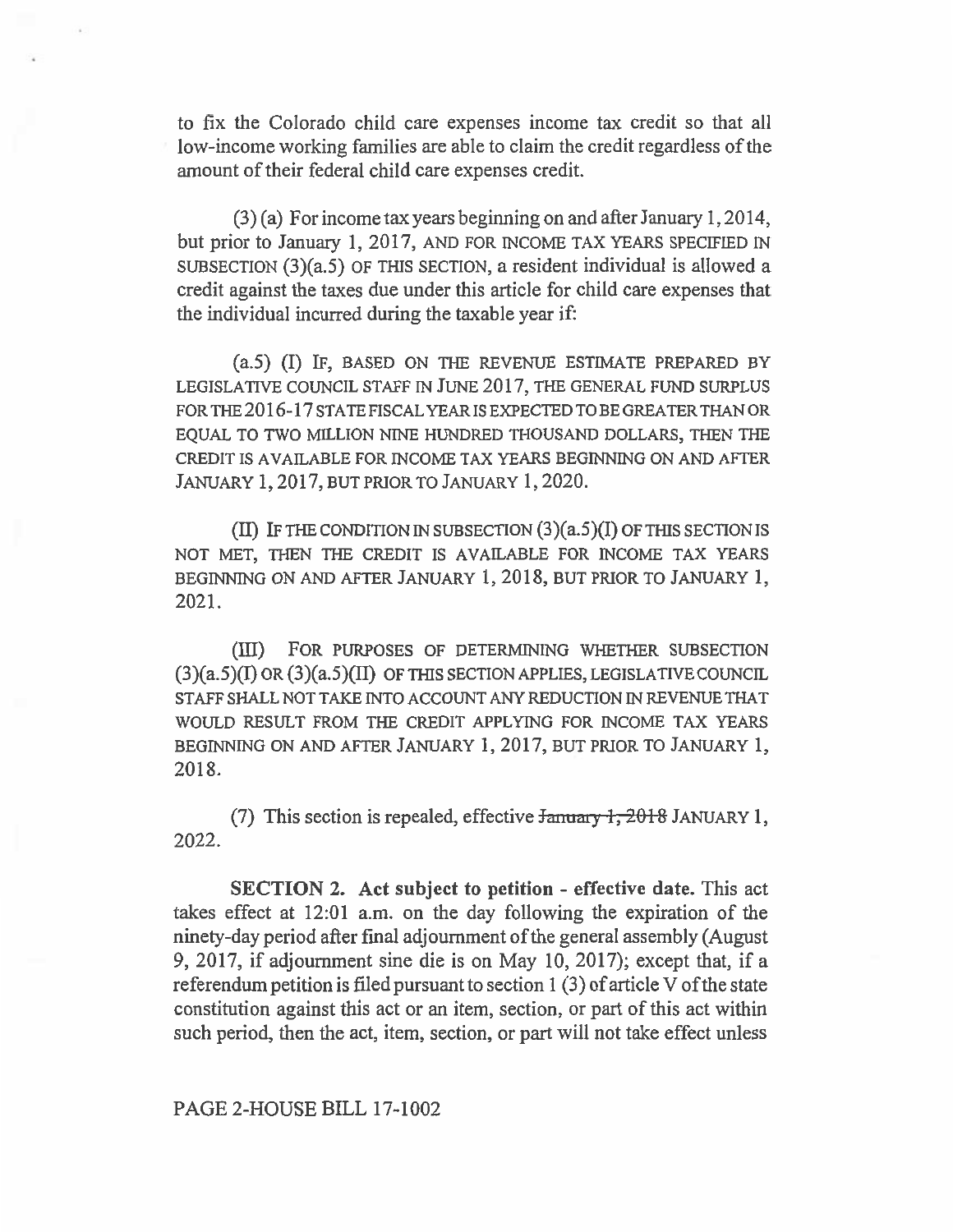to fix the Colorado child care expenses income tax credit so that all low-income working families are able to claim the credit regardless of the amount of their federal child care expenses credit.

(3) (a) For income tax years beginning on and after January 1, 2014, but prior to January 1, 2017, AND FOR INCOME TAX YEARS SPECIFIED IN SUBSECTION (3)(a.5) OF THIS SECTION, a resident individual is allowed a credit against the taxes due under this article for child care expenses that the individual incurred during the taxable year if:

(a.5) (I) IF, BASED ON THE REVENUE ESTIMATE PREPARED BY LEGISLATIVE COUNCIL STAFF IN JUNE 2017, THE GENERAL FUND SURPLUS FOR THE 2016-17 STATE FISCAL YEAR IS EXPECTED TO BE GREATER THAN OR EQUAL TO TWO MILLION NINE HUNDRED THOUSAND DOLLARS, THEN THE CREDIT IS AVAILABLE FOR INCOME TAX YEARS BEGINNING ON AND AFTER JANUARY 1, 2017, BUT PRIOR TO JANUARY 1, 2020.

(II) IF THE CONDITION IN SUBSECTION (3)(a.5)(I) OF THIS SECTION IS NOT MET, THEN THE CREDIT IS AVAILABLE FOR INCOME TAX YEARS BEGINNING ON AND AFTER JANUARY 1, 2018, BUT PRIOR TO JANUARY 1, 2021.

(III) FOR PURPOSES OF DETERMINING WHETHER SUBSECTION (3)(a.5)(I) OR (3)(a.5)(II) OF THIS SECTION APPLIES, LEGISLATIVE COUNCIL STAFF SHALL NOT TAKE INTO ACCOUNT ANY REDUCTION IN REVENUE THAT WOULD RESULT FROM THE CREDIT APPLYING FOR INCOME TAX YEARS BEGINNING ON AND AFTER JANUARY 1, 2017, BUT PRIOR TO JANUARY 1, 2018.

(7) This section is repealed, effective ~~January 1, 2018~~ JANUARY 1, 2022.

**SECTION 2. Act subject to petition - effective date.** This act takes effect at 12:01 a.m. on the day following the expiration of the ninety-day period after final adjournment of the general assembly (August 9, 2017, if adjournment sine die is on May 10, 2017); except that, if a referendum petition is filed pursuant to section 1 (3) of article V of the state constitution against this act or an item, section, or part of this act within such period, then the act, item, section, or part will not take effect unless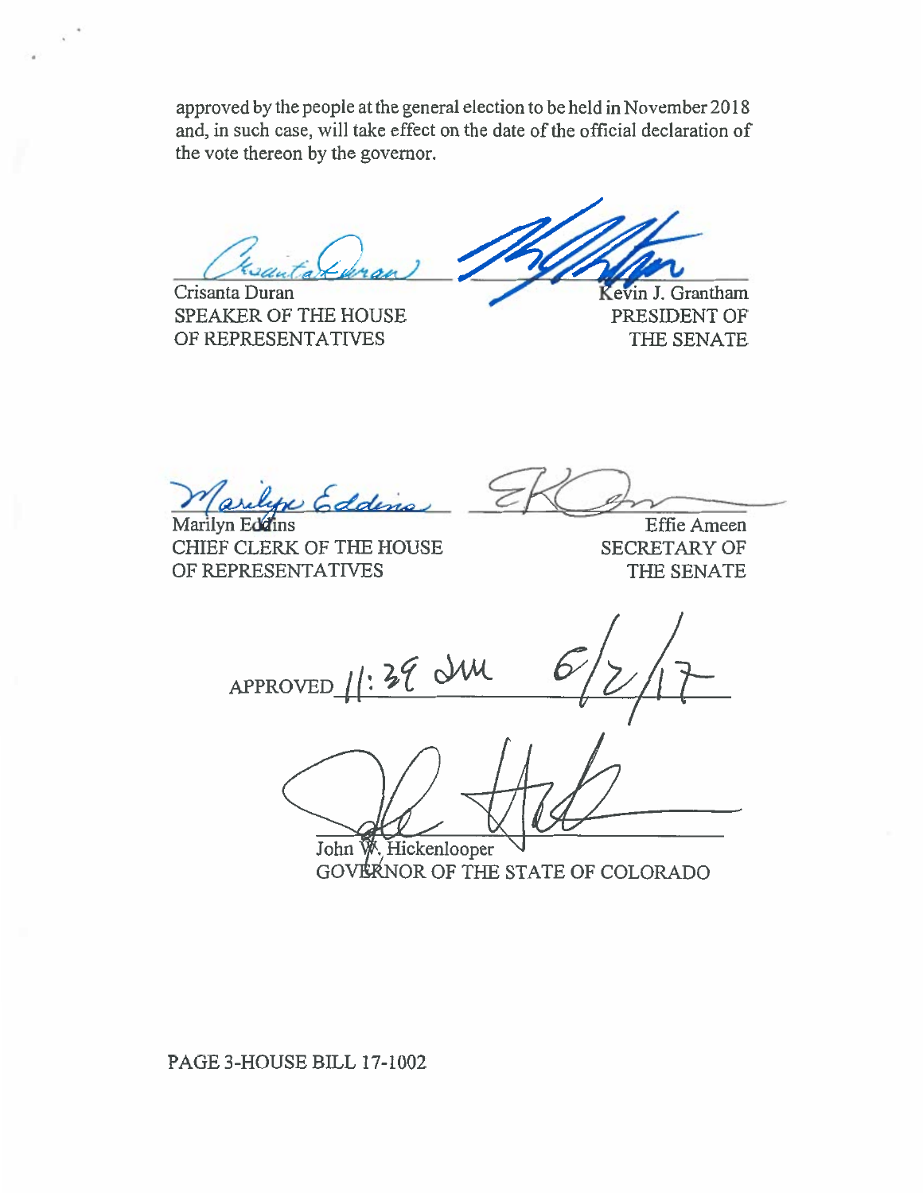approved by the people at the general election to be held in November 2018 and, in such case, will take effect on the date of the official declaration of the vote thereon by the governor.

| | |
|---|---|
| Crisanta Duran<br>SPEAKER OF THE HOUSE<br>OF REPRESENTATIVES | Kevin J. Grantham<br>PRESIDENT OF<br>THE SENATE |
| Marilyn Eddins<br>CHIEF CLERK OF THE HOUSE<br>OF REPRESENTATIVES | Effie Ameen<br>SECRETARY OF<br>THE SENATE |

APPROVED 11:39 am 6/2/17

John W. Hickenlooper
GOVERNOR OF THE STATE OF COLORADO

PAGE 3-HOUSE BILL 17-1002